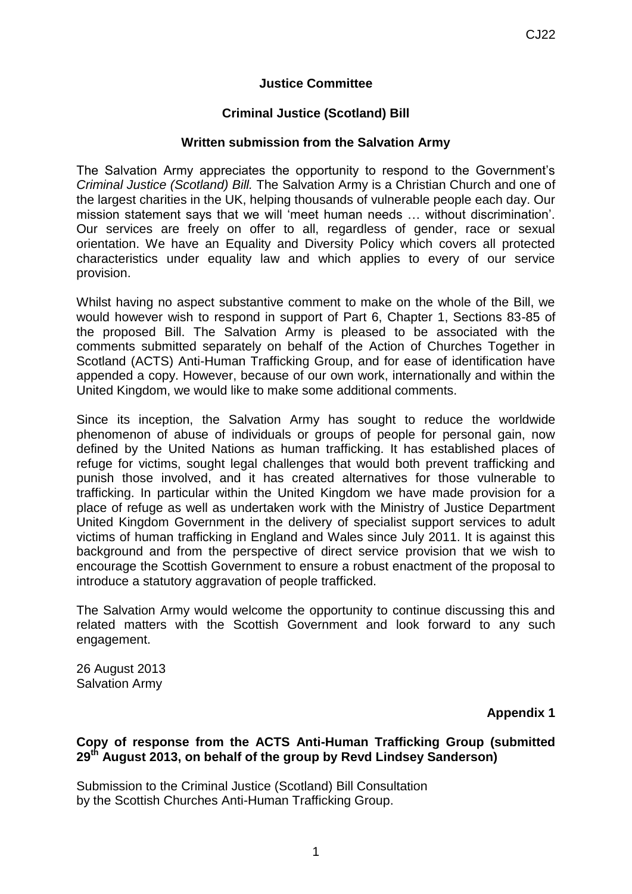## Justice Committee

## Criminal Justice (Scotland) Bill

### Written submission from the Salvation Army

The Salvation Army appreciates the opportunity to respond to the Government's *Criminal Justice (Scotland) Bill.* The Salvation Army is a Christian Church and one of the largest charities in the UK, helping thousands of vulnerable people each day. Our mission statement says that we will 'meet human needs … without discrimination'. Our services are freely on offer to all, regardless of gender, race or sexual orientation. We have an Equality and Diversity Policy which covers all protected characteristics under equality law and which applies to every of our service provision.

Whilst having no aspect substantive comment to make on the whole of the Bill, we would however wish to respond in support of Part 6, Chapter 1, Sections 83-85 of the proposed Bill. The Salvation Army is pleased to be associated with the comments submitted separately on behalf of the Action of Churches Together in Scotland (ACTS) Anti-Human Trafficking Group, and for ease of identification have appended a copy. However, because of our own work, internationally and within the United Kingdom, we would like to make some additional comments.

Since its inception, the Salvation Army has sought to reduce the worldwide phenomenon of abuse of individuals or groups of people for personal gain, now defined by the United Nations as human trafficking. It has established places of refuge for victims, sought legal challenges that would both prevent trafficking and punish those involved, and it has created alternatives for those vulnerable to trafficking. In particular within the United Kingdom we have made provision for a place of refuge as well as undertaken work with the Ministry of Justice Department United Kingdom Government in the delivery of specialist support services to adult victims of human trafficking in England and Wales since July 2011. It is against this background and from the perspective of direct service provision that we wish to encourage the Scottish Government to ensure a robust enactment of the proposal to introduce a statutory aggravation of people trafficked.

The Salvation Army would welcome the opportunity to continue discussing this and related matters with the Scottish Government and look forward to any such engagement.

26 August 2013
Salvation Army

**Appendix 1**

**Copy of response from the ACTS Anti-Human Trafficking Group (submitted 29th August 2013, on behalf of the group by Revd Lindsey Sanderson)**

Submission to the Criminal Justice (Scotland) Bill Consultation
by the Scottish Churches Anti-Human Trafficking Group.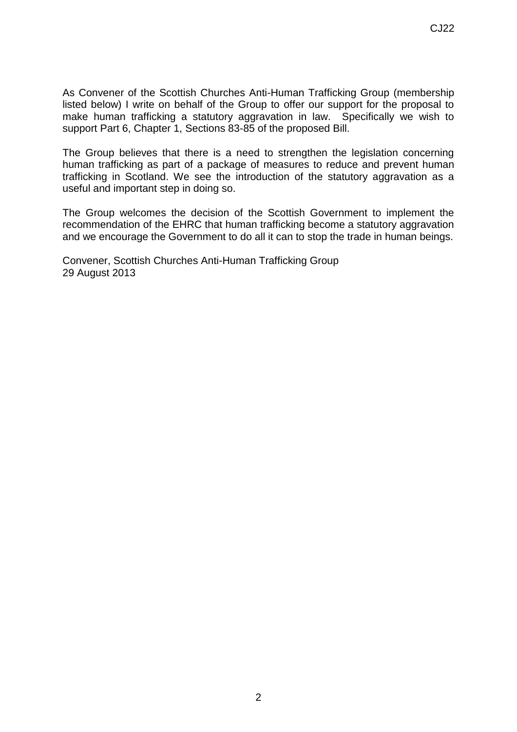As Convener of the Scottish Churches Anti-Human Trafficking Group (membership listed below) I write on behalf of the Group to offer our support for the proposal to make human trafficking a statutory aggravation in law. Specifically we wish to support Part 6, Chapter 1, Sections 83-85 of the proposed Bill.

The Group believes that there is a need to strengthen the legislation concerning human trafficking as part of a package of measures to reduce and prevent human trafficking in Scotland. We see the introduction of the statutory aggravation as a useful and important step in doing so.

The Group welcomes the decision of the Scottish Government to implement the recommendation of the EHRC that human trafficking become a statutory aggravation and we encourage the Government to do all it can to stop the trade in human beings.

Convener, Scottish Churches Anti-Human Trafficking Group
29 August 2013